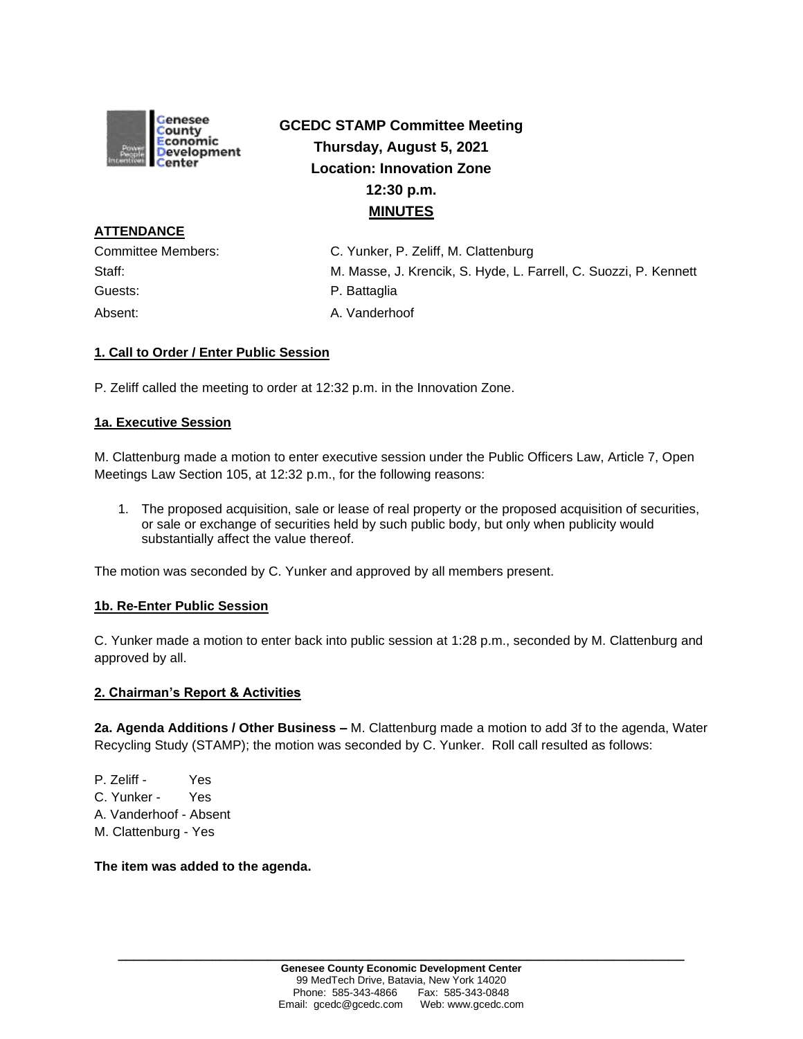# GCEDC STAMP Committee Meeting
**Thursday, August 5, 2021**
**Location: Innovation Zone**
**12:30 p.m.**
**MINUTES**

**ATTENDANCE**

Committee Members: C. Yunker, P. Zeliff, M. Clattenburg
Staff: M. Masse, J. Krencik, S. Hyde, L. Farrell, C. Suozzi, P. Kennett
Guests: P. Battaglia
Absent: A. Vanderhoof

**1. Call to Order / Enter Public Session**

P. Zeliff called the meeting to order at 12:32 p.m. in the Innovation Zone.

**1a. Executive Session**

M. Clattenburg made a motion to enter executive session under the Public Officers Law, Article 7, Open Meetings Law Section 105, at 12:32 p.m., for the following reasons:

1. The proposed acquisition, sale or lease of real property or the proposed acquisition of securities, or sale or exchange of securities held by such public body, but only when publicity would substantially affect the value thereof.

The motion was seconded by C. Yunker and approved by all members present.

**1b. Re-Enter Public Session**

C. Yunker made a motion to enter back into public session at 1:28 p.m., seconded by M. Clattenburg and approved by all.

**2. Chairman's Report & Activities**

**2a. Agenda Additions / Other Business –** M. Clattenburg made a motion to add 3f to the agenda, Water Recycling Study (STAMP); the motion was seconded by C. Yunker. Roll call resulted as follows:

P. Zeliff - Yes
C. Yunker - Yes
A. Vanderhoof - Absent
M. Clattenburg - Yes

**The item was added to the agenda.**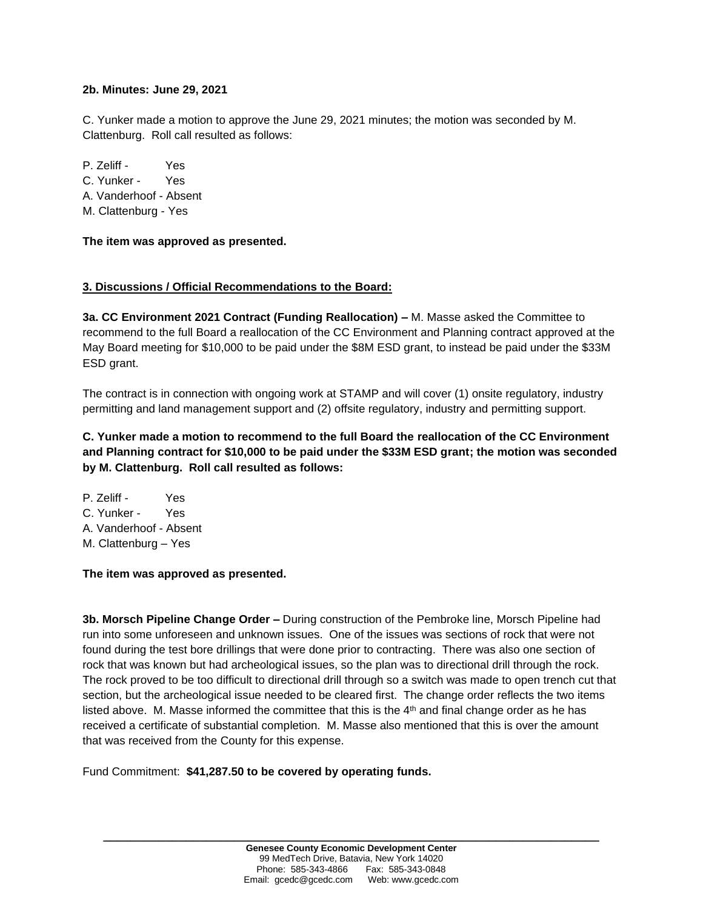**2b. Minutes: June 29, 2021**

C. Yunker made a motion to approve the June 29, 2021 minutes; the motion was seconded by M. Clattenburg. Roll call resulted as follows:

P. Zeliff - Yes
C. Yunker - Yes
A. Vanderhoof - Absent
M. Clattenburg - Yes

**The item was approved as presented.**

**3. Discussions / Official Recommendations to the Board:**

**3a. CC Environment 2021 Contract (Funding Reallocation) –** M. Masse asked the Committee to recommend to the full Board a reallocation of the CC Environment and Planning contract approved at the May Board meeting for $10,000 to be paid under the $8M ESD grant, to instead be paid under the $33M ESD grant.

The contract is in connection with ongoing work at STAMP and will cover (1) onsite regulatory, industry permitting and land management support and (2) offsite regulatory, industry and permitting support.

**C. Yunker made a motion to recommend to the full Board the reallocation of the CC Environment and Planning contract for $10,000 to be paid under the $33M ESD grant; the motion was seconded by M. Clattenburg. Roll call resulted as follows:**

P. Zeliff - Yes
C. Yunker - Yes
A. Vanderhoof - Absent
M. Clattenburg – Yes

**The item was approved as presented.**

**3b. Morsch Pipeline Change Order –** During construction of the Pembroke line, Morsch Pipeline had run into some unforeseen and unknown issues. One of the issues was sections of rock that were not found during the test bore drillings that were done prior to contracting. There was also one section of rock that was known but had archeological issues, so the plan was to directional drill through the rock. The rock proved to be too difficult to directional drill through so a switch was made to open trench cut that section, but the archeological issue needed to be cleared first. The change order reflects the two items listed above. M. Masse informed the committee that this is the 4th and final change order as he has received a certificate of substantial completion. M. Masse also mentioned that this is over the amount that was received from the County for this expense.

Fund Commitment: **$41,287.50 to be covered by operating funds.**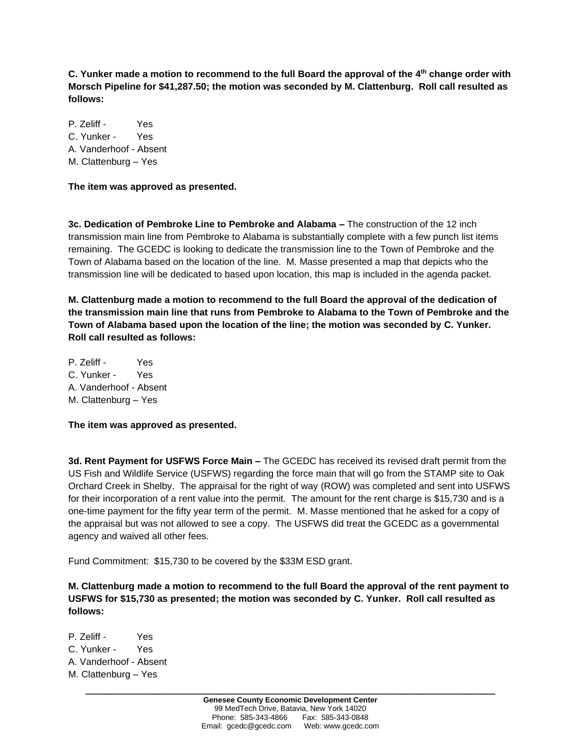**C. Yunker made a motion to recommend to the full Board the approval of the 4th change order with Morsch Pipeline for $41,287.50; the motion was seconded by M. Clattenburg. Roll call resulted as follows:**

P. Zeliff - Yes
C. Yunker - Yes
A. Vanderhoof - Absent
M. Clattenburg – Yes

**The item was approved as presented.**

**3c. Dedication of Pembroke Line to Pembroke and Alabama –** The construction of the 12 inch transmission main line from Pembroke to Alabama is substantially complete with a few punch list items remaining. The GCEDC is looking to dedicate the transmission line to the Town of Pembroke and the Town of Alabama based on the location of the line. M. Masse presented a map that depicts who the transmission line will be dedicated to based upon location, this map is included in the agenda packet.

**M. Clattenburg made a motion to recommend to the full Board the approval of the dedication of the transmission main line that runs from Pembroke to Alabama to the Town of Pembroke and the Town of Alabama based upon the location of the line; the motion was seconded by C. Yunker. Roll call resulted as follows:**

P. Zeliff - Yes
C. Yunker - Yes
A. Vanderhoof - Absent
M. Clattenburg – Yes

**The item was approved as presented.**

**3d. Rent Payment for USFWS Force Main –** The GCEDC has received its revised draft permit from the US Fish and Wildlife Service (USFWS) regarding the force main that will go from the STAMP site to Oak Orchard Creek in Shelby. The appraisal for the right of way (ROW) was completed and sent into USFWS for their incorporation of a rent value into the permit. The amount for the rent charge is $15,730 and is a one-time payment for the fifty year term of the permit. M. Masse mentioned that he asked for a copy of the appraisal but was not allowed to see a copy. The USFWS did treat the GCEDC as a governmental agency and waived all other fees.

Fund Commitment: $15,730 to be covered by the $33M ESD grant.

**M. Clattenburg made a motion to recommend to the full Board the approval of the rent payment to USFWS for $15,730 as presented; the motion was seconded by C. Yunker. Roll call resulted as follows:**

P. Zeliff - Yes
C. Yunker - Yes
A. Vanderhoof - Absent
M. Clattenburg – Yes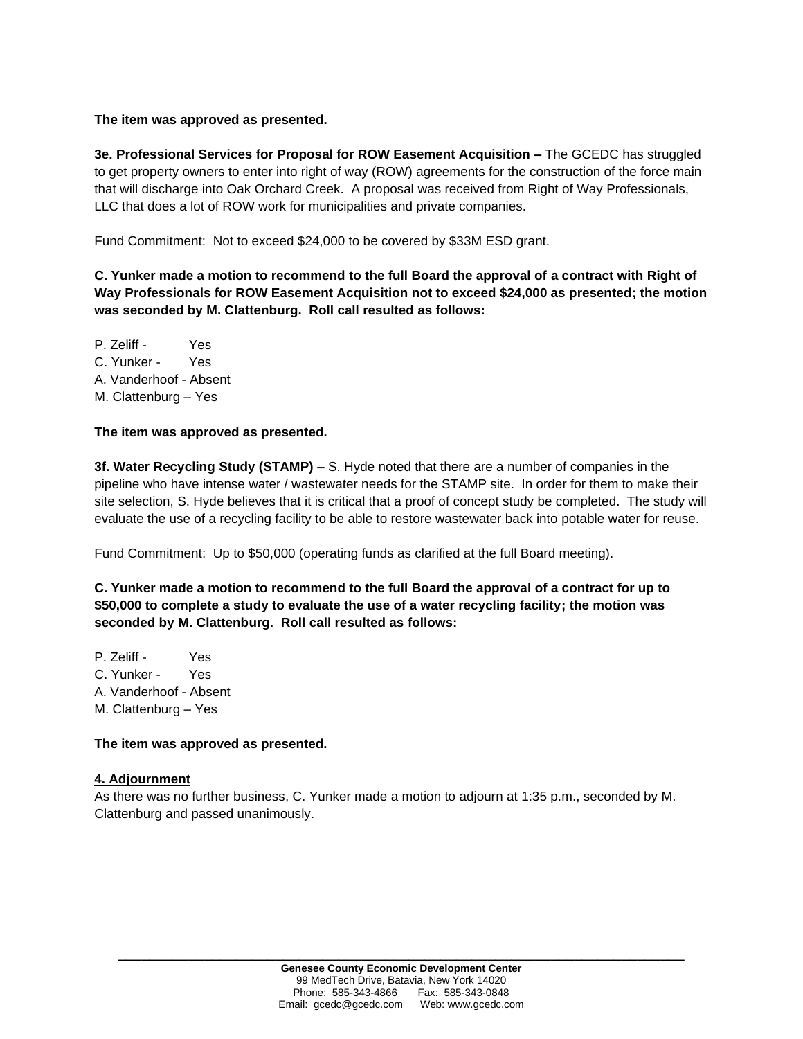**The item was approved as presented.**

**3e. Professional Services for Proposal for ROW Easement Acquisition –** The GCEDC has struggled to get property owners to enter into right of way (ROW) agreements for the construction of the force main that will discharge into Oak Orchard Creek. A proposal was received from Right of Way Professionals, LLC that does a lot of ROW work for municipalities and private companies.

Fund Commitment: Not to exceed $24,000 to be covered by $33M ESD grant.

**C. Yunker made a motion to recommend to the full Board the approval of a contract with Right of Way Professionals for ROW Easement Acquisition not to exceed $24,000 as presented; the motion was seconded by M. Clattenburg. Roll call resulted as follows:**

P. Zeliff - Yes
C. Yunker - Yes
A. Vanderhoof - Absent
M. Clattenburg – Yes

**The item was approved as presented.**

**3f. Water Recycling Study (STAMP) –** S. Hyde noted that there are a number of companies in the pipeline who have intense water / wastewater needs for the STAMP site. In order for them to make their site selection, S. Hyde believes that it is critical that a proof of concept study be completed. The study will evaluate the use of a recycling facility to be able to restore wastewater back into potable water for reuse.

Fund Commitment: Up to $50,000 (operating funds as clarified at the full Board meeting).

**C. Yunker made a motion to recommend to the full Board the approval of a contract for up to $50,000 to complete a study to evaluate the use of a water recycling facility; the motion was seconded by M. Clattenburg. Roll call resulted as follows:**

P. Zeliff - Yes
C. Yunker - Yes
A. Vanderhoof - Absent
M. Clattenburg – Yes

**The item was approved as presented.**

**4. Adjournment**

As there was no further business, C. Yunker made a motion to adjourn at 1:35 p.m., seconded by M. Clattenburg and passed unanimously.

**Genesee County Economic Development Center**
99 MedTech Drive, Batavia, New York 14020
Phone: 585-343-4866 Fax: 585-343-0848
Email: gcedc@gcedc.com Web: www.gcedc.com